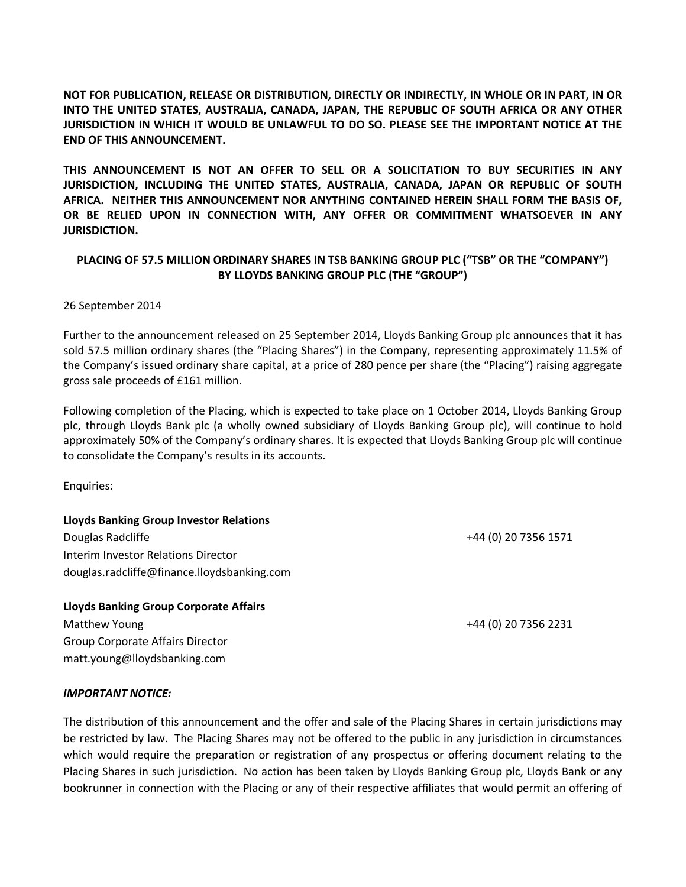**NOT FOR PUBLICATION, RELEASE OR DISTRIBUTION, DIRECTLY OR INDIRECTLY, IN WHOLE OR IN PART, IN OR INTO THE UNITED STATES, AUSTRALIA, CANADA, JAPAN, THE REPUBLIC OF SOUTH AFRICA OR ANY OTHER JURISDICTION IN WHICH IT WOULD BE UNLAWFUL TO DO SO. PLEASE SEE THE IMPORTANT NOTICE AT THE END OF THIS ANNOUNCEMENT.**

**THIS ANNOUNCEMENT IS NOT AN OFFER TO SELL OR A SOLICITATION TO BUY SECURITIES IN ANY JURISDICTION, INCLUDING THE UNITED STATES, AUSTRALIA, CANADA, JAPAN OR REPUBLIC OF SOUTH AFRICA. NEITHER THIS ANNOUNCEMENT NOR ANYTHING CONTAINED HEREIN SHALL FORM THE BASIS OF, OR BE RELIED UPON IN CONNECTION WITH, ANY OFFER OR COMMITMENT WHATSOEVER IN ANY JURISDICTION.**

# PLACING OF 57.5 MILLION ORDINARY SHARES IN TSB BANKING GROUP PLC ("TSB" OR THE "COMPANY") BY LLOYDS BANKING GROUP PLC (THE "GROUP")

26 September 2014

Further to the announcement released on 25 September 2014, Lloyds Banking Group plc announces that it has sold 57.5 million ordinary shares (the "Placing Shares") in the Company, representing approximately 11.5% of the Company's issued ordinary share capital, at a price of 280 pence per share (the "Placing") raising aggregate gross sale proceeds of £161 million.

Following completion of the Placing, which is expected to take place on 1 October 2014, Lloyds Banking Group plc, through Lloyds Bank plc (a wholly owned subsidiary of Lloyds Banking Group plc), will continue to hold approximately 50% of the Company's ordinary shares. It is expected that Lloyds Banking Group plc will continue to consolidate the Company's results in its accounts.

Enquiries:

**Lloyds Banking Group Investor Relations**
Douglas Radcliffe — +44 (0) 20 7356 1571
Interim Investor Relations Director
douglas.radcliffe@finance.lloydsbanking.com

**Lloyds Banking Group Corporate Affairs**
Matthew Young — +44 (0) 20 7356 2231
Group Corporate Affairs Director
matt.young@lloydsbanking.com

***IMPORTANT NOTICE:***

The distribution of this announcement and the offer and sale of the Placing Shares in certain jurisdictions may be restricted by law. The Placing Shares may not be offered to the public in any jurisdiction in circumstances which would require the preparation or registration of any prospectus or offering document relating to the Placing Shares in such jurisdiction. No action has been taken by Lloyds Banking Group plc, Lloyds Bank or any bookrunner in connection with the Placing or any of their respective affiliates that would permit an offering of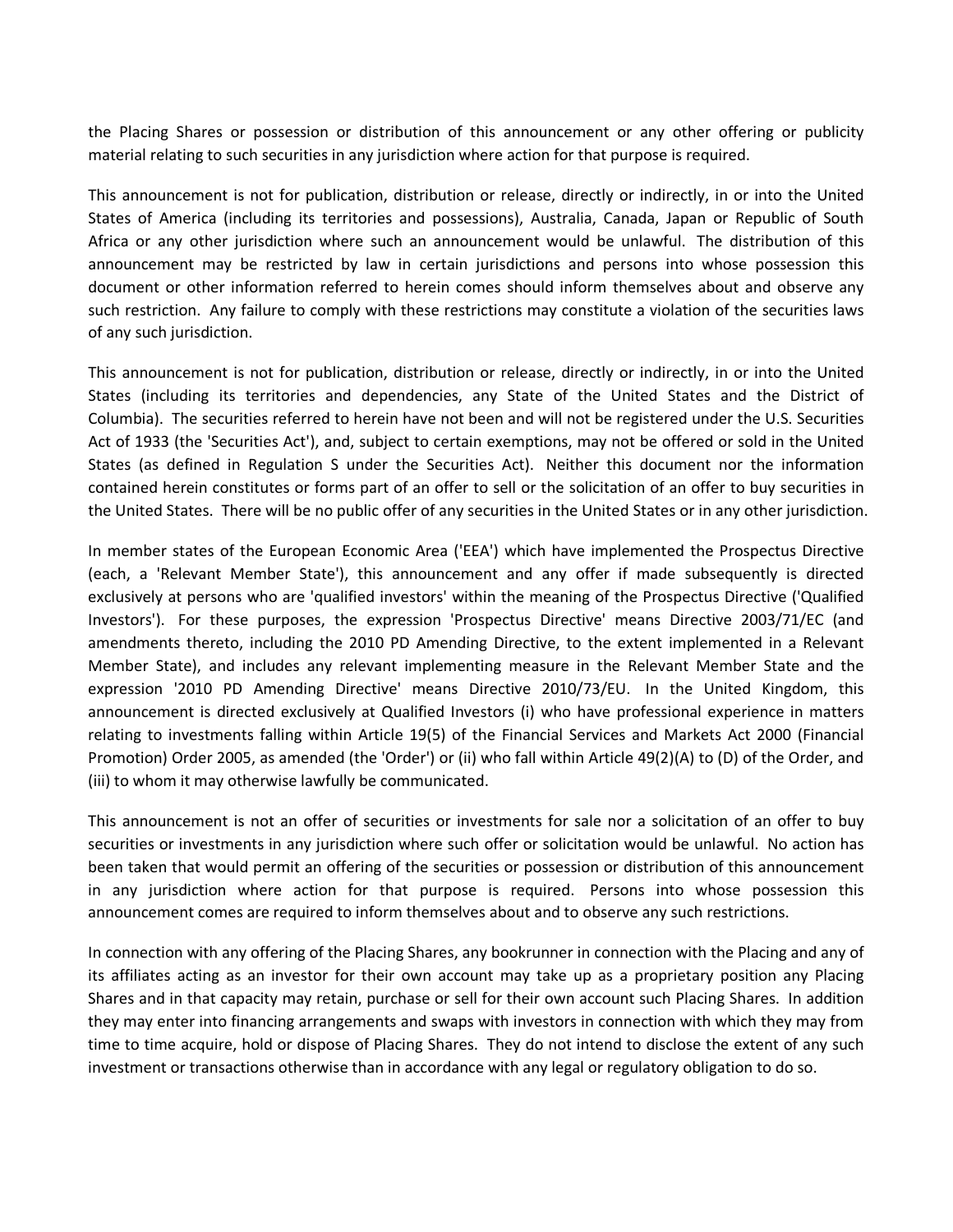the Placing Shares or possession or distribution of this announcement or any other offering or publicity material relating to such securities in any jurisdiction where action for that purpose is required.

This announcement is not for publication, distribution or release, directly or indirectly, in or into the United States of America (including its territories and possessions), Australia, Canada, Japan or Republic of South Africa or any other jurisdiction where such an announcement would be unlawful. The distribution of this announcement may be restricted by law in certain jurisdictions and persons into whose possession this document or other information referred to herein comes should inform themselves about and observe any such restriction. Any failure to comply with these restrictions may constitute a violation of the securities laws of any such jurisdiction.

This announcement is not for publication, distribution or release, directly or indirectly, in or into the United States (including its territories and dependencies, any State of the United States and the District of Columbia). The securities referred to herein have not been and will not be registered under the U.S. Securities Act of 1933 (the 'Securities Act'), and, subject to certain exemptions, may not be offered or sold in the United States (as defined in Regulation S under the Securities Act). Neither this document nor the information contained herein constitutes or forms part of an offer to sell or the solicitation of an offer to buy securities in the United States. There will be no public offer of any securities in the United States or in any other jurisdiction.

In member states of the European Economic Area ('EEA') which have implemented the Prospectus Directive (each, a 'Relevant Member State'), this announcement and any offer if made subsequently is directed exclusively at persons who are 'qualified investors' within the meaning of the Prospectus Directive ('Qualified Investors'). For these purposes, the expression 'Prospectus Directive' means Directive 2003/71/EC (and amendments thereto, including the 2010 PD Amending Directive, to the extent implemented in a Relevant Member State), and includes any relevant implementing measure in the Relevant Member State and the expression '2010 PD Amending Directive' means Directive 2010/73/EU. In the United Kingdom, this announcement is directed exclusively at Qualified Investors (i) who have professional experience in matters relating to investments falling within Article 19(5) of the Financial Services and Markets Act 2000 (Financial Promotion) Order 2005, as amended (the 'Order') or (ii) who fall within Article 49(2)(A) to (D) of the Order, and (iii) to whom it may otherwise lawfully be communicated.

This announcement is not an offer of securities or investments for sale nor a solicitation of an offer to buy securities or investments in any jurisdiction where such offer or solicitation would be unlawful. No action has been taken that would permit an offering of the securities or possession or distribution of this announcement in any jurisdiction where action for that purpose is required. Persons into whose possession this announcement comes are required to inform themselves about and to observe any such restrictions.

In connection with any offering of the Placing Shares, any bookrunner in connection with the Placing and any of its affiliates acting as an investor for their own account may take up as a proprietary position any Placing Shares and in that capacity may retain, purchase or sell for their own account such Placing Shares. In addition they may enter into financing arrangements and swaps with investors in connection with which they may from time to time acquire, hold or dispose of Placing Shares. They do not intend to disclose the extent of any such investment or transactions otherwise than in accordance with any legal or regulatory obligation to do so.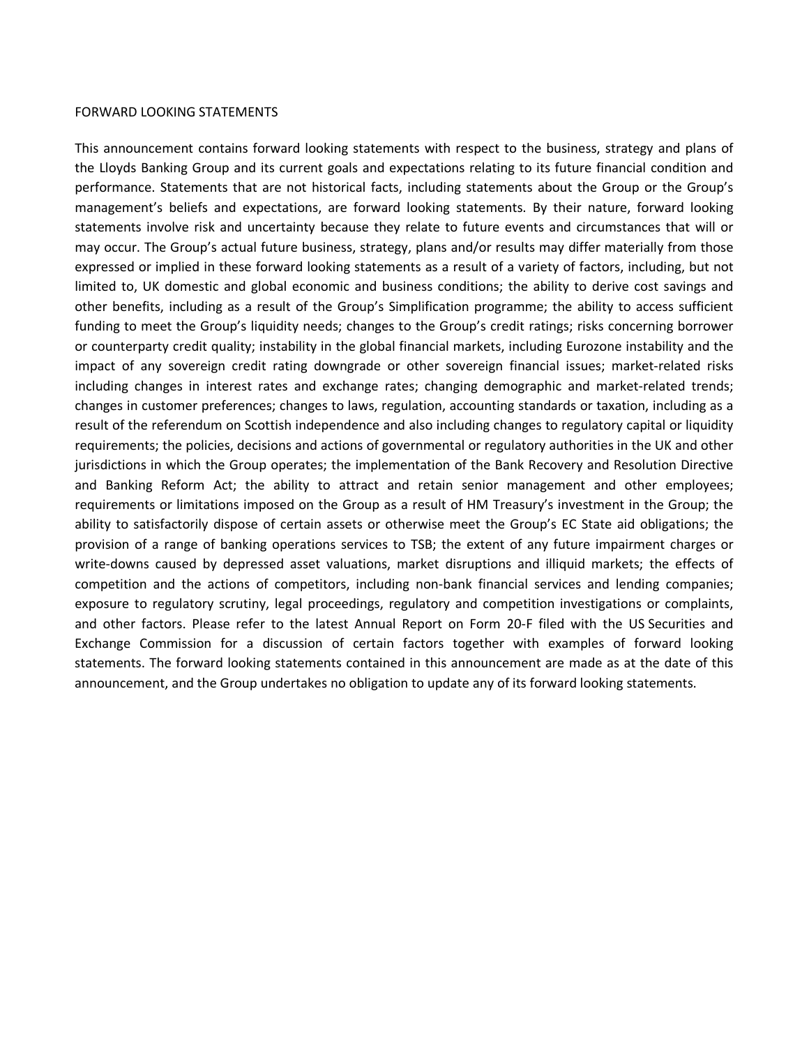FORWARD LOOKING STATEMENTS

This announcement contains forward looking statements with respect to the business, strategy and plans of the Lloyds Banking Group and its current goals and expectations relating to its future financial condition and performance. Statements that are not historical facts, including statements about the Group or the Group's management's beliefs and expectations, are forward looking statements. By their nature, forward looking statements involve risk and uncertainty because they relate to future events and circumstances that will or may occur. The Group's actual future business, strategy, plans and/or results may differ materially from those expressed or implied in these forward looking statements as a result of a variety of factors, including, but not limited to, UK domestic and global economic and business conditions; the ability to derive cost savings and other benefits, including as a result of the Group's Simplification programme; the ability to access sufficient funding to meet the Group's liquidity needs; changes to the Group's credit ratings; risks concerning borrower or counterparty credit quality; instability in the global financial markets, including Eurozone instability and the impact of any sovereign credit rating downgrade or other sovereign financial issues; market-related risks including changes in interest rates and exchange rates; changing demographic and market-related trends; changes in customer preferences; changes to laws, regulation, accounting standards or taxation, including as a result of the referendum on Scottish independence and also including changes to regulatory capital or liquidity requirements; the policies, decisions and actions of governmental or regulatory authorities in the UK and other jurisdictions in which the Group operates; the implementation of the Bank Recovery and Resolution Directive and Banking Reform Act; the ability to attract and retain senior management and other employees; requirements or limitations imposed on the Group as a result of HM Treasury's investment in the Group; the ability to satisfactorily dispose of certain assets or otherwise meet the Group's EC State aid obligations; the provision of a range of banking operations services to TSB; the extent of any future impairment charges or write-downs caused by depressed asset valuations, market disruptions and illiquid markets; the effects of competition and the actions of competitors, including non-bank financial services and lending companies; exposure to regulatory scrutiny, legal proceedings, regulatory and competition investigations or complaints, and other factors. Please refer to the latest Annual Report on Form 20-F filed with the US Securities and Exchange Commission for a discussion of certain factors together with examples of forward looking statements. The forward looking statements contained in this announcement are made as at the date of this announcement, and the Group undertakes no obligation to update any of its forward looking statements.